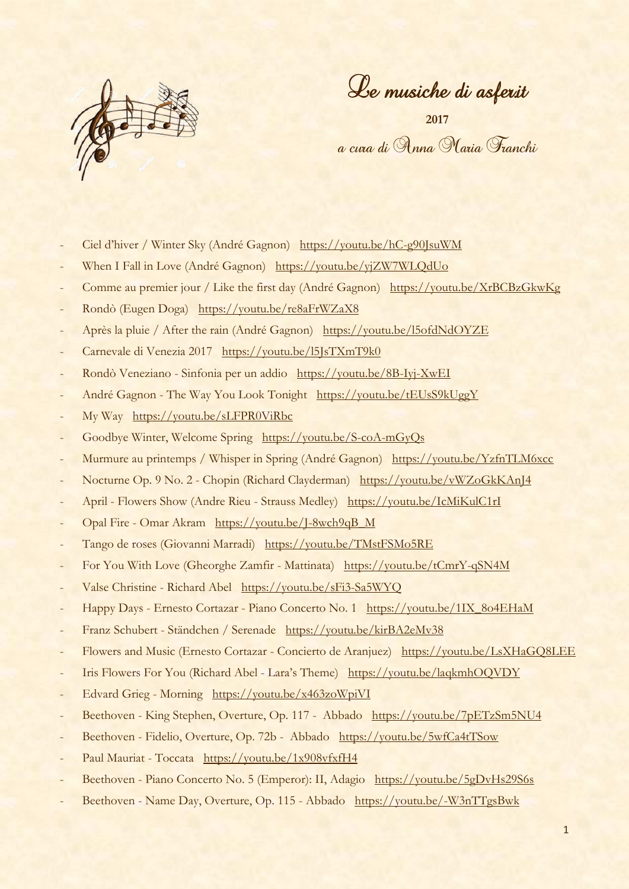# Le musiche di asferit

**2017**

*a cura di Anna Maria Franchi*

- Ciel d'hiver / Winter Sky (André Gagnon) https://youtu.be/hC-g90JsuWM
- When I Fall in Love (André Gagnon) https://youtu.be/yjZW7WLQdUo
- Comme au premier jour / Like the first day (André Gagnon) https://youtu.be/XrBCBzGkwKg
- Rondò (Eugen Doga) https://youtu.be/re8aFrWZaX8
- Après la pluie / After the rain (André Gagnon) https://youtu.be/l5ofdNdOYZE
- Carnevale di Venezia 2017 https://youtu.be/l5JsTXmT9k0
- Rondò Veneziano - Sinfonia per un addio https://youtu.be/8B-Iyj-XwEI
- André Gagnon - The Way You Look Tonight https://youtu.be/tEUsS9kUggY
- My Way https://youtu.be/sLFPR0ViRbc
- Goodbye Winter, Welcome Spring https://youtu.be/S-coA-mGyQs
- Murmure au printemps / Whisper in Spring (André Gagnon) https://youtu.be/YzfnTLM6xcc
- Nocturne Op. 9 No. 2 - Chopin (Richard Clayderman) https://youtu.be/vWZoGkKAnJ4
- April - Flowers Show (Andre Rieu - Strauss Medley) https://youtu.be/IcMiKulC1rI
- Opal Fire - Omar Akram https://youtu.be/J-8wch9qB_M
- Tango de roses (Giovanni Marradi) https://youtu.be/TMstFSMo5RE
- For You With Love (Gheorghe Zamfir - Mattinata) https://youtu.be/tCmrY-qSN4M
- Valse Christine - Richard Abel https://youtu.be/sFi3-Sa5WYQ
- Happy Days - Ernesto Cortazar - Piano Concerto No. 1 https://youtu.be/1IX_8o4EHaM
- Franz Schubert - Ständchen / Serenade https://youtu.be/kirBA2eMv38
- Flowers and Music (Ernesto Cortazar - Concierto de Aranjuez) https://youtu.be/LsXHaGQ8LEE
- Iris Flowers For You (Richard Abel - Lara's Theme) https://youtu.be/laqkmhOQVDY
- Edvard Grieg - Morning https://youtu.be/x463zoWpiVI
- Beethoven - King Stephen, Overture, Op. 117 - Abbado https://youtu.be/7pETzSm5NU4
- Beethoven - Fidelio, Overture, Op. 72b - Abbado https://youtu.be/5wfCa4tTSow
- Paul Mauriat - Toccata https://youtu.be/1x908vfxfH4
- Beethoven - Piano Concerto No. 5 (Emperor): II, Adagio https://youtu.be/5gDvHs29S6s
- Beethoven - Name Day, Overture, Op. 115 - Abbado https://youtu.be/-W3nTTgsBwk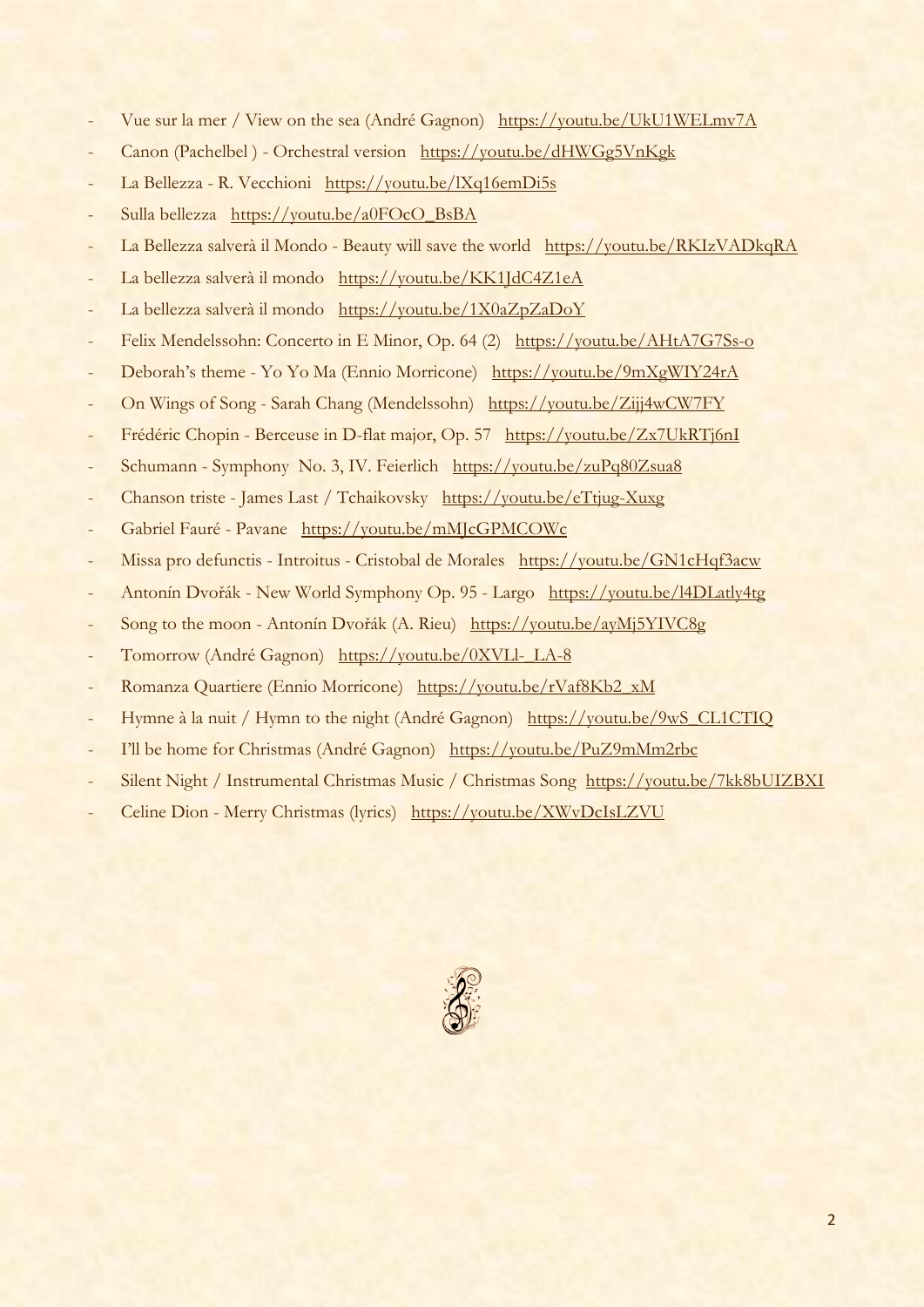- Vue sur la mer / View on the sea (André Gagnon) https://youtu.be/UkU1WELmv7A
- Canon (Pachelbel ) - Orchestral version https://youtu.be/dHWGg5VnKgk
- La Bellezza - R. Vecchioni https://youtu.be/lXq16emDi5s
- Sulla bellezza https://youtu.be/a0FOcO_BsBA
- La Bellezza salverà il Mondo - Beauty will save the world https://youtu.be/RKIzVADkqRA
- La bellezza salverà il mondo https://youtu.be/KK1JdC4Z1eA
- La bellezza salverà il mondo https://youtu.be/1X0aZpZaDoY
- Felix Mendelssohn: Concerto in E Minor, Op. 64 (2) https://youtu.be/AHtA7G7Ss-o
- Deborah's theme - Yo Yo Ma (Ennio Morricone) https://youtu.be/9mXgWIY24rA
- On Wings of Song - Sarah Chang (Mendelssohn) https://youtu.be/Zijj4wCW7FY
- Frédéric Chopin - Berceuse in D-flat major, Op. 57 https://youtu.be/Zx7UkRTj6nI
- Schumann - Symphony No. 3, IV. Feierlich https://youtu.be/zuPq80Zsua8
- Chanson triste - James Last / Tchaikovsky https://youtu.be/eTtjug-Xuxg
- Gabriel Fauré - Pavane https://youtu.be/mMJcGPMCOWc
- Missa pro defunctis - Introitus - Cristobal de Morales https://youtu.be/GN1cHqf3acw
- Antonín Dvořák - New World Symphony Op. 95 - Largo https://youtu.be/l4DLatly4tg
- Song to the moon - Antonín Dvořák (A. Rieu) https://youtu.be/ayMj5YIVC8g
- Tomorrow (André Gagnon) https://youtu.be/0XVLl-_LA-8
- Romanza Quartiere (Ennio Morricone) https://youtu.be/rVaf8Kb2_xM
- Hymne à la nuit / Hymn to the night (André Gagnon) https://youtu.be/9wS_CL1CTIQ
- I'll be home for Christmas (André Gagnon) https://youtu.be/PuZ9mMm2rbc
- Silent Night / Instrumental Christmas Music / Christmas Song https://youtu.be/7kk8bUIZBXI
- Celine Dion - Merry Christmas (lyrics) https://youtu.be/XWvDcIsLZVU